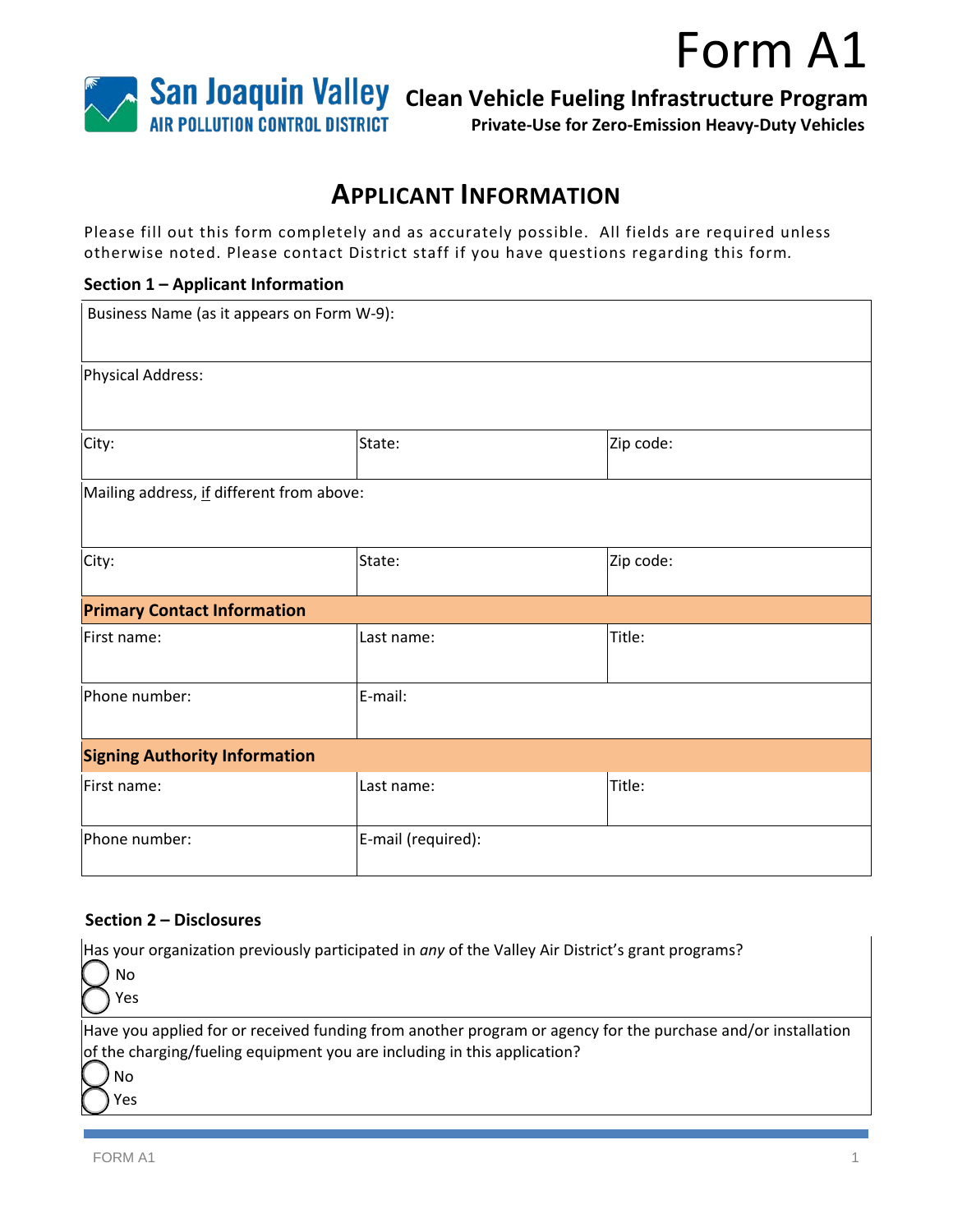# Form A1

**San Joaquin Valley AIR POLLUTION CONTROL DISTRICT**

**Clean Vehicle Fueling Infrastructure Program**

**Private-Use for Zero-Emission Heavy-Duty Vehicles**

## APPLICANT INFORMATION

Please fill out this form completely and as accurately possible. All fields are required unless otherwise noted. Please contact District staff if you have questions regarding this form.

### Section 1 – Applicant Information

| Business Name (as it appears on Form W-9): | | |
|---|---|---|
| Physical Address: | | |
| City: | State: | Zip code: |
| Mailing address, if different from above: | | |
| City: | State: | Zip code: |
| **Primary Contact Information** | | |
| First name: | Last name: | Title: |
| Phone number: | E-mail: | |
| **Signing Authority Information** | | |
| First name: | Last name: | Title: |
| Phone number: | E-mail (required): | |

### Section 2 – Disclosures

Has your organization previously participated in *any* of the Valley Air District's grant programs?

- ◯ No
- ◯ Yes

Have you applied for or received funding from another program or agency for the purchase and/or installation of the charging/fueling equipment you are including in this application?

- ◯ No
- ◯ Yes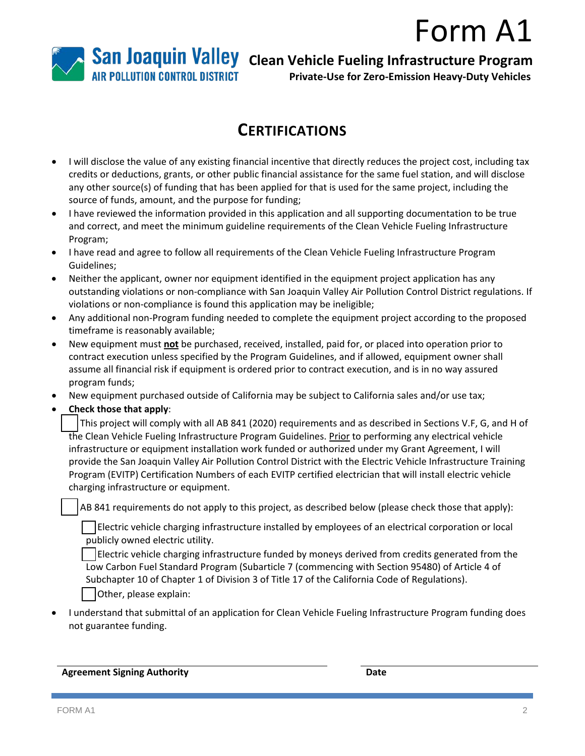# Form A1

**San Joaquin Valley AIR POLLUTION CONTROL DISTRICT**

**Clean Vehicle Fueling Infrastructure Program**

**Private-Use for Zero-Emission Heavy-Duty Vehicles**

## CERTIFICATIONS

- I will disclose the value of any existing financial incentive that directly reduces the project cost, including tax credits or deductions, grants, or other public financial assistance for the same fuel station, and will disclose any other source(s) of funding that has been applied for that is used for the same project, including the source of funds, amount, and the purpose for funding;
- I have reviewed the information provided in this application and all supporting documentation to be true and correct, and meet the minimum guideline requirements of the Clean Vehicle Fueling Infrastructure Program;
- I have read and agree to follow all requirements of the Clean Vehicle Fueling Infrastructure Program Guidelines;
- Neither the applicant, owner nor equipment identified in the equipment project application has any outstanding violations or non-compliance with San Joaquin Valley Air Pollution Control District regulations. If violations or non-compliance is found this application may be ineligible;
- Any additional non-Program funding needed to complete the equipment project according to the proposed timeframe is reasonably available;
- New equipment must **not** be purchased, received, installed, paid for, or placed into operation prior to contract execution unless specified by the Program Guidelines, and if allowed, equipment owner shall assume all financial risk if equipment is ordered prior to contract execution, and is in no way assured program funds;
- New equipment purchased outside of California may be subject to California sales and/or use tax;
- **Check those that apply**:

  ☐ This project will comply with all AB 841 (2020) requirements and as described in Sections V.F, G, and H of the Clean Vehicle Fueling Infrastructure Program Guidelines. Prior to performing any electrical vehicle infrastructure or equipment installation work funded or authorized under my Grant Agreement, I will provide the San Joaquin Valley Air Pollution Control District with the Electric Vehicle Infrastructure Training Program (EVITP) Certification Numbers of each EVITP certified electrician that will install electric vehicle charging infrastructure or equipment.

  ☐ AB 841 requirements do not apply to this project, as described below (please check those that apply):

  - ☐ Electric vehicle charging infrastructure installed by employees of an electrical corporation or local publicly owned electric utility.
  - ☐ Electric vehicle charging infrastructure funded by moneys derived from credits generated from the Low Carbon Fuel Standard Program (Subarticle 7 (commencing with Section 95480) of Article 4 of Subchapter 10 of Chapter 1 of Division 3 of Title 17 of the California Code of Regulations).
  - ☐ Other, please explain:

- I understand that submittal of an application for Clean Vehicle Fueling Infrastructure Program funding does not guarantee funding.

______________________________ ______________________

**Agreement Signing Authority** **Date**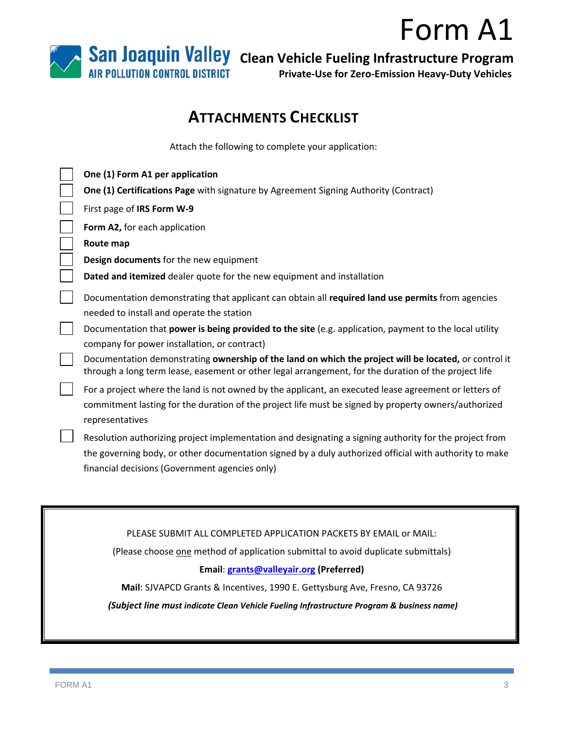# Form A1

**San Joaquin Valley AIR POLLUTION CONTROL DISTRICT**

## Clean Vehicle Fueling Infrastructure Program

**Private-Use for Zero-Emission Heavy-Duty Vehicles**

## ATTACHMENTS CHECKLIST

Attach the following to complete your application:

- [ ] **One (1) Form A1 per application**
- [ ] **One (1) Certifications Page** with signature by Agreement Signing Authority (Contract)
- [ ] First page of **IRS Form W-9**
- [ ] **Form A2,** for each application
- [ ] **Route map**
- [ ] **Design documents** for the new equipment
- [ ] **Dated and itemized** dealer quote for the new equipment and installation
- [ ] Documentation demonstrating that applicant can obtain all **required land use permits** from agencies needed to install and operate the station
- [ ] Documentation that **power is being provided to the site** (e.g. application, payment to the local utility company for power installation, or contract)
- [ ] Documentation demonstrating **ownership of the land on which the project will be located,** or control it through a long term lease, easement or other legal arrangement, for the duration of the project life
- [ ] For a project where the land is not owned by the applicant, an executed lease agreement or letters of commitment lasting for the duration of the project life must be signed by property owners/authorized representatives
- [ ] Resolution authorizing project implementation and designating a signing authority for the project from the governing body, or other documentation signed by a duly authorized official with authority to make financial decisions (Government agencies only)

PLEASE SUBMIT ALL COMPLETED APPLICATION PACKETS BY EMAIL or MAIL:

(Please choose one method of application submittal to avoid duplicate submittals)

**Email**: **grants@valleyair.org (Preferred)**

**Mail**: SJVAPCD Grants & Incentives, 1990 E. Gettysburg Ave, Fresno, CA 93726

***(Subject line must indicate Clean Vehicle Fueling Infrastructure Program & business name)***